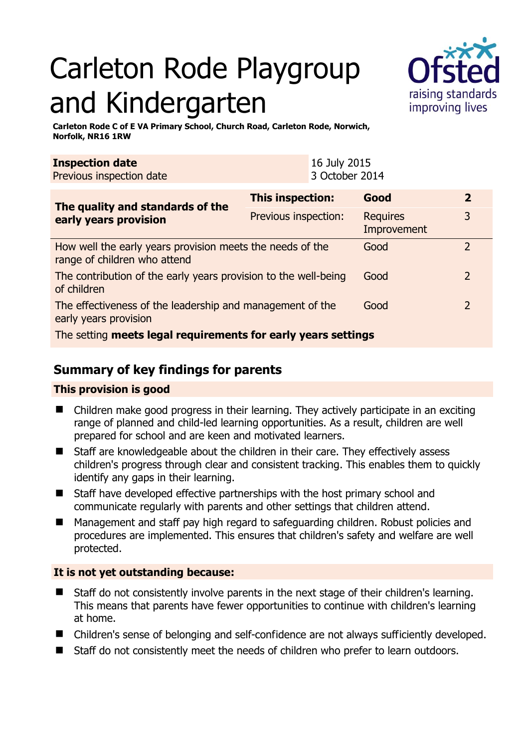# Carleton Rode Playgroup and Kindergarten

**Carleton Rode C of E VA Primary School, Church Road, Carleton Rode, Norwich, Norfolk, NR16 1RW**

| **Inspection date** | 16 July 2015 |
|---|---|
| Previous inspection date | 3 October 2014 |

| **The quality and standards of the early years provision** | **This inspection:** | **Good** | **2** |
|---|---|---|---|
| | Previous inspection: | Requires Improvement | 3 |
| How well the early years provision meets the needs of the range of children who attend | | Good | 2 |
| The contribution of the early years provision to the well-being of children | | Good | 2 |
| The effectiveness of the leadership and management of the early years provision | | Good | 2 |
| The setting **meets legal requirements for early years settings** | | | |

## Summary of key findings for parents

### This provision is good

- Children make good progress in their learning. They actively participate in an exciting range of planned and child-led learning opportunities. As a result, children are well prepared for school and are keen and motivated learners.
- Staff are knowledgeable about the children in their care. They effectively assess children's progress through clear and consistent tracking. This enables them to quickly identify any gaps in their learning.
- Staff have developed effective partnerships with the host primary school and communicate regularly with parents and other settings that children attend.
- Management and staff pay high regard to safeguarding children. Robust policies and procedures are implemented. This ensures that children's safety and welfare are well protected.

### It is not yet outstanding because:

- Staff do not consistently involve parents in the next stage of their children's learning. This means that parents have fewer opportunities to continue with children's learning at home.
- Children's sense of belonging and self-confidence are not always sufficiently developed.
- Staff do not consistently meet the needs of children who prefer to learn outdoors.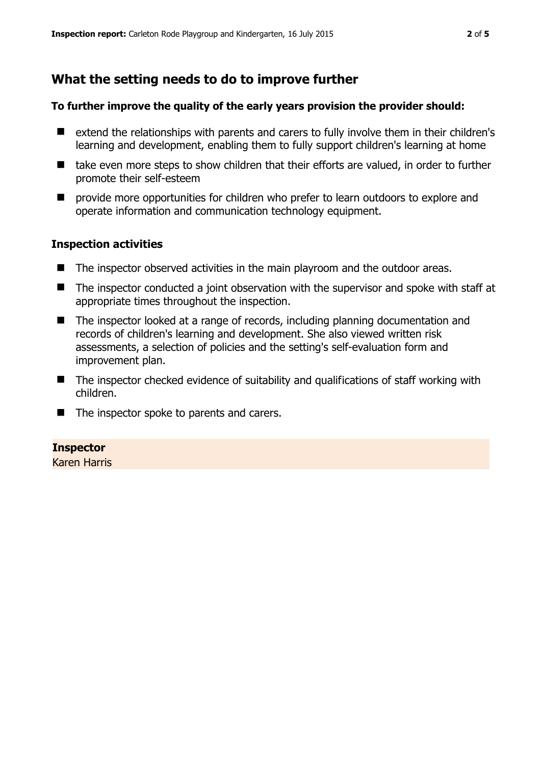## What the setting needs to do to improve further

**To further improve the quality of the early years provision the provider should:**

- extend the relationships with parents and carers to fully involve them in their children's learning and development, enabling them to fully support children's learning at home
- take even more steps to show children that their efforts are valued, in order to further promote their self-esteem
- provide more opportunities for children who prefer to learn outdoors to explore and operate information and communication technology equipment.

### Inspection activities

- The inspector observed activities in the main playroom and the outdoor areas.
- The inspector conducted a joint observation with the supervisor and spoke with staff at appropriate times throughout the inspection.
- The inspector looked at a range of records, including planning documentation and records of children's learning and development. She also viewed written risk assessments, a selection of policies and the setting's self-evaluation form and improvement plan.
- The inspector checked evidence of suitability and qualifications of staff working with children.
- The inspector spoke to parents and carers.

**Inspector**
Karen Harris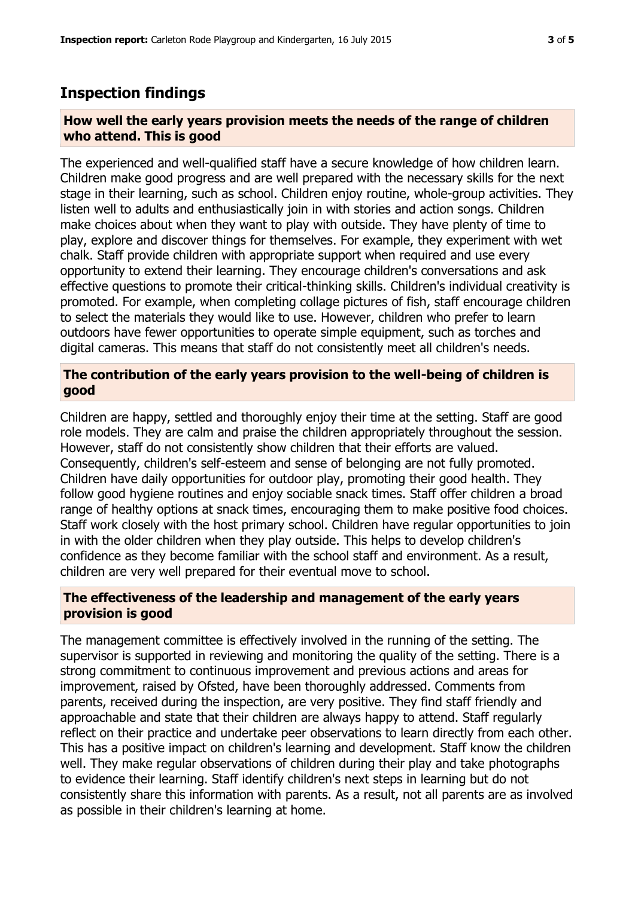## Inspection findings

### How well the early years provision meets the needs of the range of children who attend. This is good

The experienced and well-qualified staff have a secure knowledge of how children learn. Children make good progress and are well prepared with the necessary skills for the next stage in their learning, such as school. Children enjoy routine, whole-group activities. They listen well to adults and enthusiastically join in with stories and action songs. Children make choices about when they want to play with outside. They have plenty of time to play, explore and discover things for themselves. For example, they experiment with wet chalk. Staff provide children with appropriate support when required and use every opportunity to extend their learning. They encourage children's conversations and ask effective questions to promote their critical-thinking skills. Children's individual creativity is promoted. For example, when completing collage pictures of fish, staff encourage children to select the materials they would like to use. However, children who prefer to learn outdoors have fewer opportunities to operate simple equipment, such as torches and digital cameras. This means that staff do not consistently meet all children's needs.

### The contribution of the early years provision to the well-being of children is good

Children are happy, settled and thoroughly enjoy their time at the setting. Staff are good role models. They are calm and praise the children appropriately throughout the session. However, staff do not consistently show children that their efforts are valued. Consequently, children's self-esteem and sense of belonging are not fully promoted. Children have daily opportunities for outdoor play, promoting their good health. They follow good hygiene routines and enjoy sociable snack times. Staff offer children a broad range of healthy options at snack times, encouraging them to make positive food choices. Staff work closely with the host primary school. Children have regular opportunities to join in with the older children when they play outside. This helps to develop children's confidence as they become familiar with the school staff and environment. As a result, children are very well prepared for their eventual move to school.

### The effectiveness of the leadership and management of the early years provision is good

The management committee is effectively involved in the running of the setting. The supervisor is supported in reviewing and monitoring the quality of the setting. There is a strong commitment to continuous improvement and previous actions and areas for improvement, raised by Ofsted, have been thoroughly addressed. Comments from parents, received during the inspection, are very positive. They find staff friendly and approachable and state that their children are always happy to attend. Staff regularly reflect on their practice and undertake peer observations to learn directly from each other. This has a positive impact on children's learning and development. Staff know the children well. They make regular observations of children during their play and take photographs to evidence their learning. Staff identify children's next steps in learning but do not consistently share this information with parents. As a result, not all parents are as involved as possible in their children's learning at home.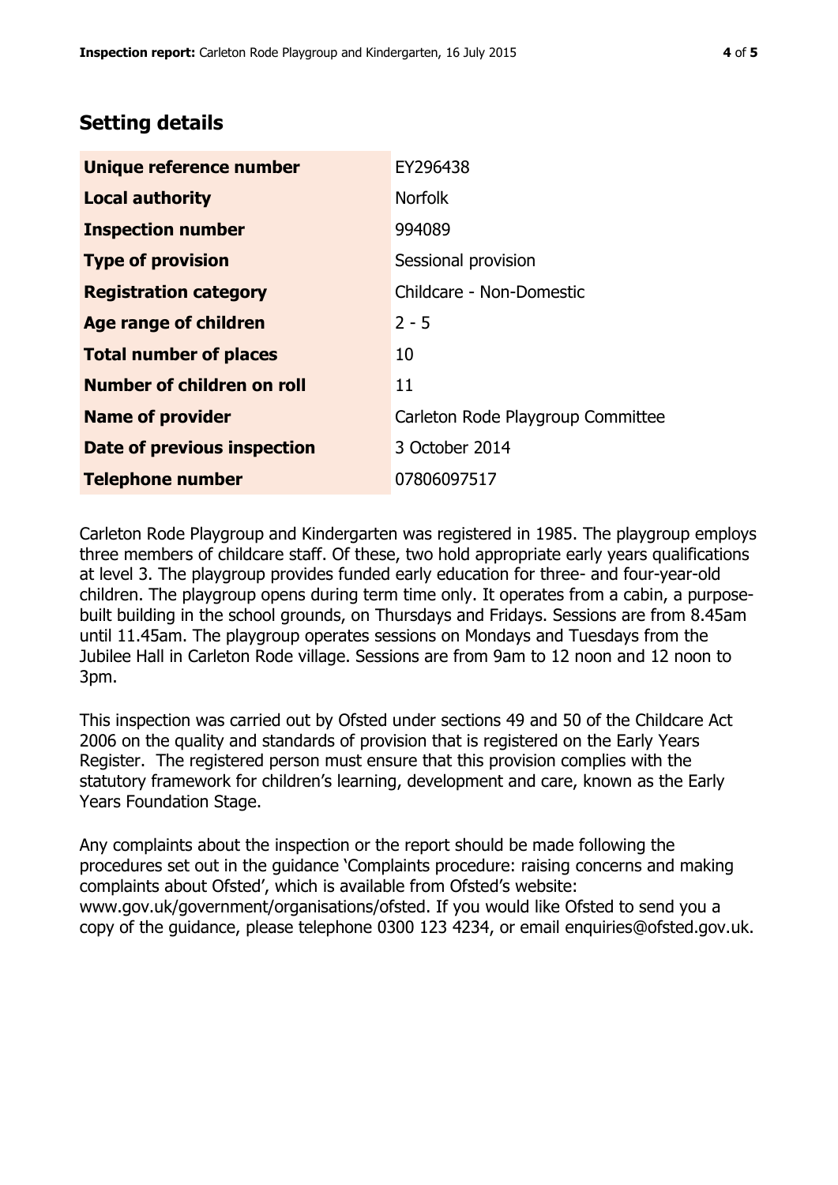## Setting details

| | |
|---|---|
| **Unique reference number** | EY296438 |
| **Local authority** | Norfolk |
| **Inspection number** | 994089 |
| **Type of provision** | Sessional provision |
| **Registration category** | Childcare - Non-Domestic |
| **Age range of children** | 2 - 5 |
| **Total number of places** | 10 |
| **Number of children on roll** | 11 |
| **Name of provider** | Carleton Rode Playgroup Committee |
| **Date of previous inspection** | 3 October 2014 |
| **Telephone number** | 07806097517 |

Carleton Rode Playgroup and Kindergarten was registered in 1985. The playgroup employs three members of childcare staff. Of these, two hold appropriate early years qualifications at level 3. The playgroup provides funded early education for three- and four-year-old children. The playgroup opens during term time only. It operates from a cabin, a purpose-built building in the school grounds, on Thursdays and Fridays. Sessions are from 8.45am until 11.45am. The playgroup operates sessions on Mondays and Tuesdays from the Jubilee Hall in Carleton Rode village. Sessions are from 9am to 12 noon and 12 noon to 3pm.

This inspection was carried out by Ofsted under sections 49 and 50 of the Childcare Act 2006 on the quality and standards of provision that is registered on the Early Years Register. The registered person must ensure that this provision complies with the statutory framework for children's learning, development and care, known as the Early Years Foundation Stage.

Any complaints about the inspection or the report should be made following the procedures set out in the guidance 'Complaints procedure: raising concerns and making complaints about Ofsted', which is available from Ofsted's website: www.gov.uk/government/organisations/ofsted. If you would like Ofsted to send you a copy of the guidance, please telephone 0300 123 4234, or email enquiries@ofsted.gov.uk.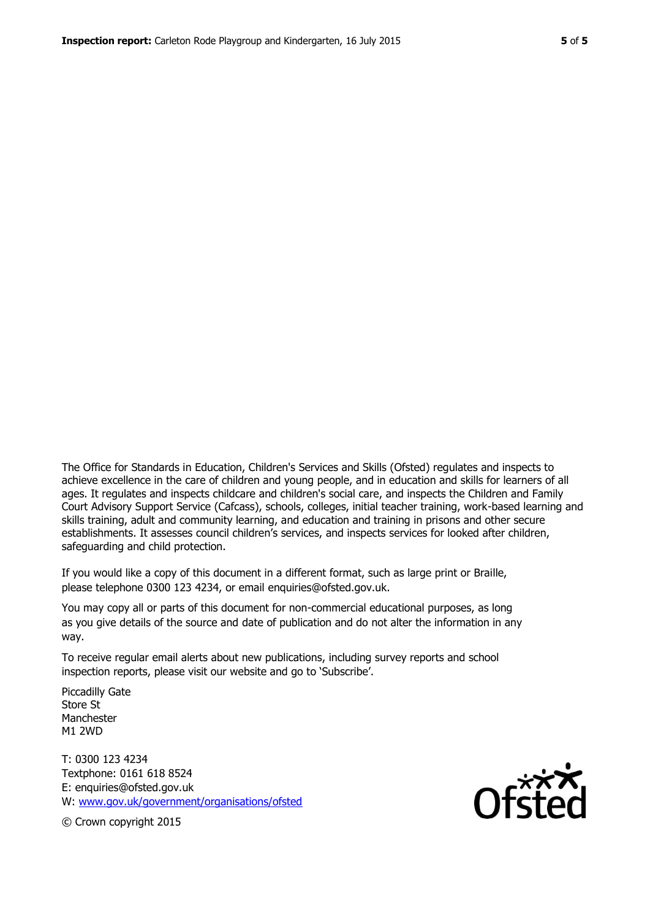The Office for Standards in Education, Children's Services and Skills (Ofsted) regulates and inspects to achieve excellence in the care of children and young people, and in education and skills for learners of all ages. It regulates and inspects childcare and children's social care, and inspects the Children and Family Court Advisory Support Service (Cafcass), schools, colleges, initial teacher training, work-based learning and skills training, adult and community learning, and education and training in prisons and other secure establishments. It assesses council children's services, and inspects services for looked after children, safeguarding and child protection.

If you would like a copy of this document in a different format, such as large print or Braille, please telephone 0300 123 4234, or email enquiries@ofsted.gov.uk.

You may copy all or parts of this document for non-commercial educational purposes, as long as you give details of the source and date of publication and do not alter the information in any way.

To receive regular email alerts about new publications, including survey reports and school inspection reports, please visit our website and go to 'Subscribe'.

Piccadilly Gate
Store St
Manchester
M1 2WD

T: 0300 123 4234
Textphone: 0161 618 8524
E: enquiries@ofsted.gov.uk
W: [www.gov.uk/government/organisations/ofsted](http://www.gov.uk/government/organisations/ofsted)

© Crown copyright 2015

Ofsted